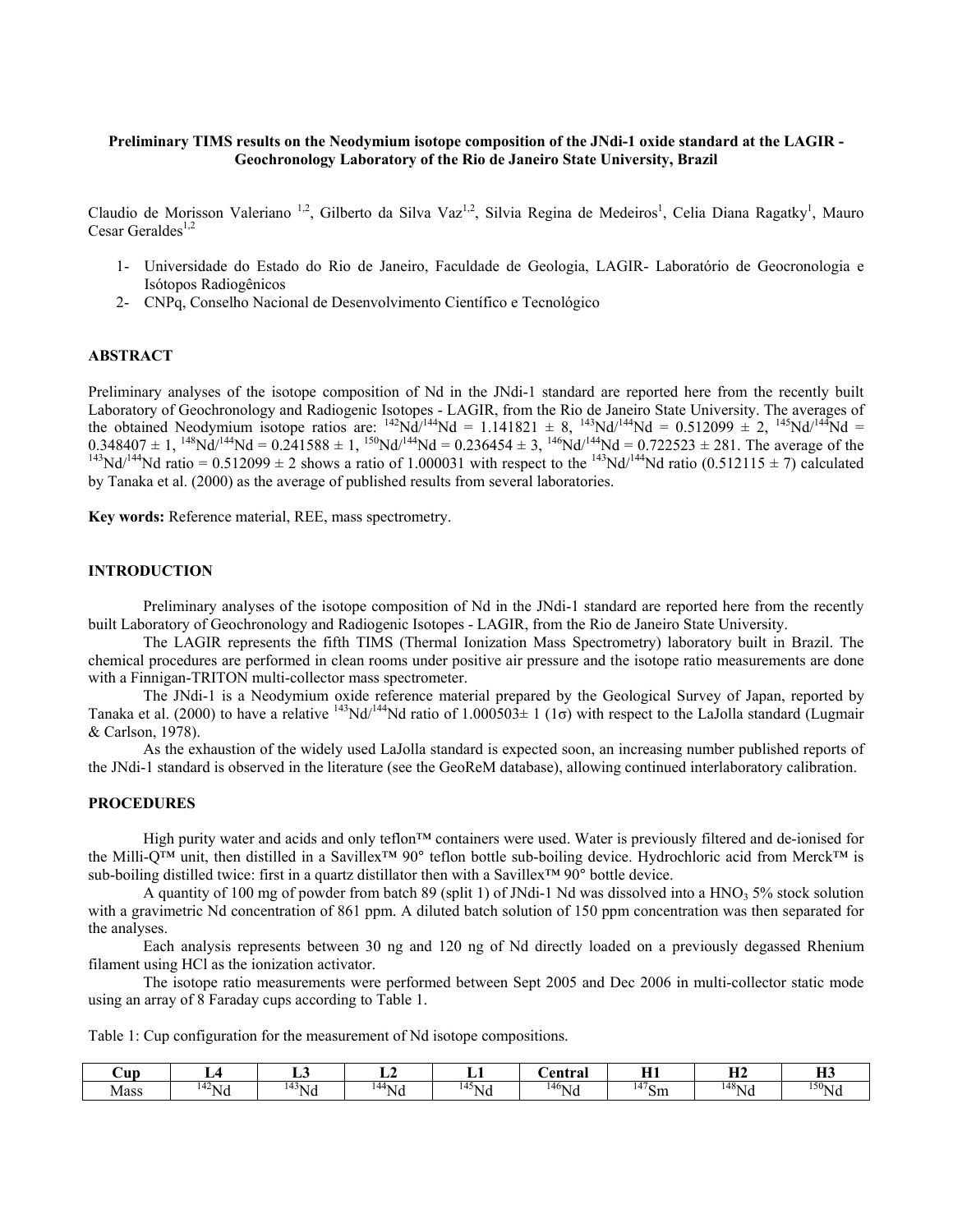**Preliminary TIMS results on the Neodymium isotope composition of the JNdi-1 oxide standard at the LAGIR - Geochronology Laboratory of the Rio de Janeiro State University, Brazil**

Claudio de Morisson Valeriano [1,2], Gilberto da Silva Vaz[1,2], Silvia Regina de Medeiros[1], Celia Diana Ragatky[1], Mauro Cesar Geraldes[1,2]

1- Universidade do Estado do Rio de Janeiro, Faculdade de Geologia, LAGIR- Laboratório de Geocronologia e Isótopos Radiogênicos
2- CNPq, Conselho Nacional de Desenvolvimento Científico e Tecnológico

## ABSTRACT

Preliminary analyses of the isotope composition of Nd in the JNdi-1 standard are reported here from the recently built Laboratory of Geochronology and Radiogenic Isotopes - LAGIR, from the Rio de Janeiro State University. The averages of the obtained Neodymium isotope ratios are: $^{142}$Nd/$^{144}$Nd = 1.141821 ± 8, $^{143}$Nd/$^{144}$Nd = 0.512099 ± 2, $^{145}$Nd/$^{144}$Nd = 0.348407 ± 1, $^{148}$Nd/$^{144}$Nd = 0.241588 ± 1, $^{150}$Nd/$^{144}$Nd = 0.236454 ± 3, $^{146}$Nd/$^{144}$Nd = 0.722523 ± 281. The average of the $^{143}$Nd/$^{144}$Nd ratio = 0.512099 ± 2 shows a ratio of 1.000031 with respect to the $^{143}$Nd/$^{144}$Nd ratio (0.512115 ± 7) calculated by Tanaka et al. (2000) as the average of published results from several laboratories.

**Key words:** Reference material, REE, mass spectrometry.

## INTRODUCTION

Preliminary analyses of the isotope composition of Nd in the JNdi-1 standard are reported here from the recently built Laboratory of Geochronology and Radiogenic Isotopes - LAGIR, from the Rio de Janeiro State University.

The LAGIR represents the fifth TIMS (Thermal Ionization Mass Spectrometry) laboratory built in Brazil. The chemical procedures are performed in clean rooms under positive air pressure and the isotope ratio measurements are done with a Finnigan-TRITON multi-collector mass spectrometer.

The JNdi-1 is a Neodymium oxide reference material prepared by the Geological Survey of Japan, reported by Tanaka et al. (2000) to have a relative $^{143}$Nd/$^{144}$Nd ratio of 1.000503± 1 (1σ) with respect to the LaJolla standard (Lugmair & Carlson, 1978).

As the exhaustion of the widely used LaJolla standard is expected soon, an increasing number published reports of the JNdi-1 standard is observed in the literature (see the GeoReM database), allowing continued interlaboratory calibration.

## PROCEDURES

High purity water and acids and only teflon™ containers were used. Water is previously filtered and de-ionised for the Milli-Q™ unit, then distilled in a Savillex™ 90° teflon bottle sub-boiling device. Hydrochloric acid from Merck™ is sub-boiling distilled twice: first in a quartz distillator then with a Savillex™ 90° bottle device.

A quantity of 100 mg of powder from batch 89 (split 1) of JNdi-1 Nd was dissolved into a $HNO_3$ 5% stock solution with a gravimetric Nd concentration of 861 ppm. A diluted batch solution of 150 ppm concentration was then separated for the analyses.

Each analysis represents between 30 ng and 120 ng of Nd directly loaded on a previously degassed Rhenium filament using HCl as the ionization activator.

The isotope ratio measurements were performed between Sept 2005 and Dec 2006 in multi-collector static mode using an array of 8 Faraday cups according to Table 1.

Table 1: Cup configuration for the measurement of Nd isotope compositions.

| Cup | L4 | L3 | L2 | L1 | Central | H1 | H2 | H3 |
|---|---|---|---|---|---|---|---|---|
| Mass | $^{142}$Nd | $^{143}$Nd | $^{144}$Nd | $^{145}$Nd | $^{146}$Nd | $^{147}$Sm | $^{148}$Nd | $^{150}$Nd |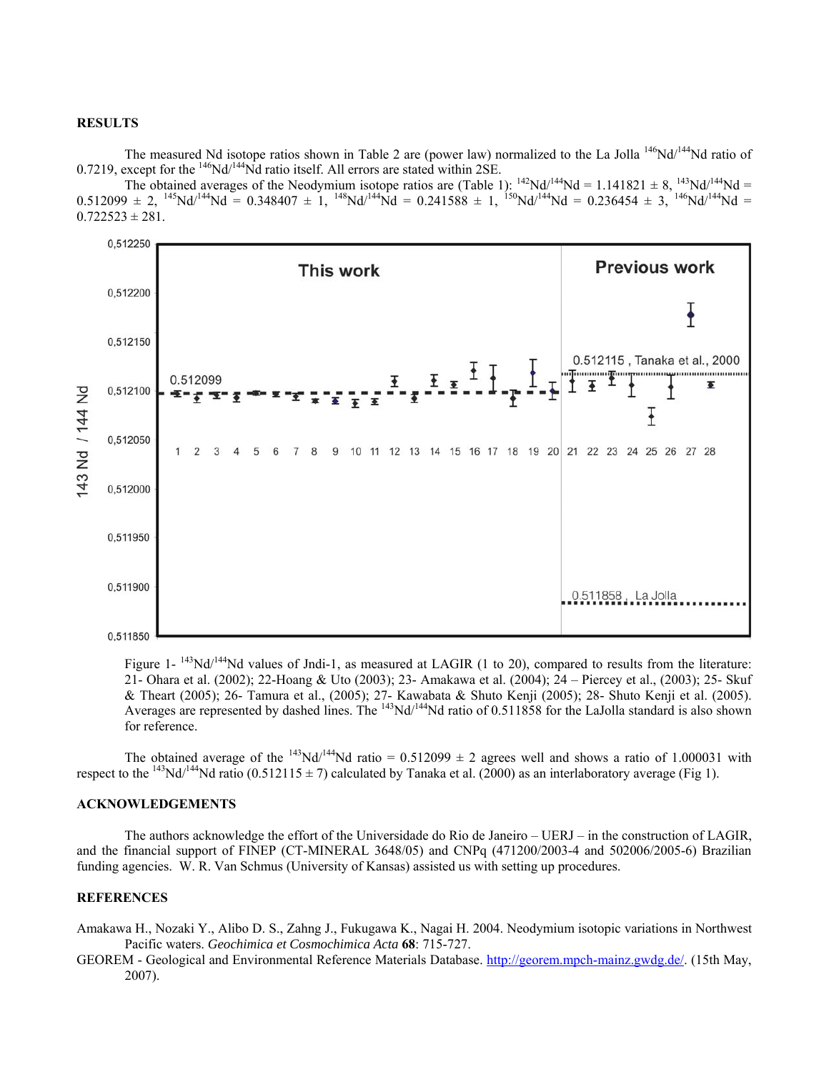## RESULTS

The measured Nd isotope ratios shown in Table 2 are (power law) normalized to the La Jolla $^{146}Nd/^{144}Nd$ ratio of 0.7219, except for the $^{146}Nd/^{144}Nd$ ratio itself. All errors are stated within 2SE.

The obtained averages of the Neodymium isotope ratios are (Table 1): $^{142}Nd/^{144}Nd$ = 1.141821 ± 8, $^{143}Nd/^{144}Nd$ = 0.512099 ± 2, $^{145}Nd/^{144}Nd$ = 0.348407 ± 1, $^{148}Nd/^{144}Nd$ = 0.241588 ± 1, $^{150}Nd/^{144}Nd$ = 0.236454 ± 3, $^{146}Nd/^{144}Nd$ = 0.722523 ± 281.

Figure 1- $^{143}Nd/^{144}Nd$ values of Jndi-1, as measured at LAGIR (1 to 20), compared to results from the literature: 21- Ohara et al. (2002); 22-Hoang & Uto (2003); 23- Amakawa et al. (2004); 24 – Piercey et al., (2003); 25- Skuf & Theart (2005); 26- Tamura et al., (2005); 27- Kawabata & Shuto Kenji (2005); 28- Shuto Kenji et al. (2005). Averages are represented by dashed lines. The $^{143}Nd/^{144}Nd$ ratio of 0.511858 for the LaJolla standard is also shown for reference.

The obtained average of the $^{143}Nd/^{144}Nd$ ratio = 0.512099 ± 2 agrees well and shows a ratio of 1.000031 with respect to the $^{143}Nd/^{144}Nd$ ratio (0.512115 ± 7) calculated by Tanaka et al. (2000) as an interlaboratory average (Fig 1).

## ACKNOWLEDGEMENTS

The authors acknowledge the effort of the Universidade do Rio de Janeiro – UERJ – in the construction of LAGIR, and the financial support of FINEP (CT-MINERAL 3648/05) and CNPq (471200/2003-4 and 502006/2005-6) Brazilian funding agencies. W. R. Van Schmus (University of Kansas) assisted us with setting up procedures.

## REFERENCES

Amakawa H., Nozaki Y., Alibo D. S., Zahng J., Fukugawa K., Nagai H. 2004. Neodymium isotopic variations in Northwest Pacific waters. *Geochimica et Cosmochimica Acta* **68**: 715-727.

GEOREM - Geological and Environmental Reference Materials Database. http://georem.mpch-mainz.gwdg.de/. (15th May, 2007).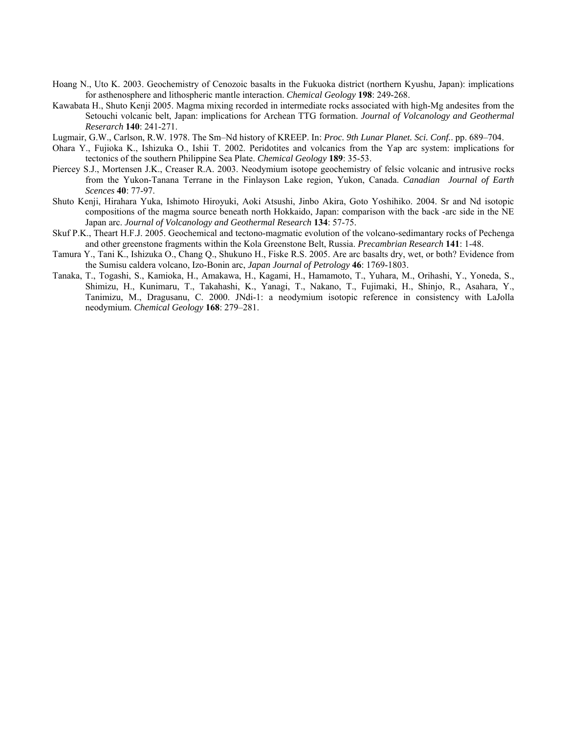Hoang N., Uto K. 2003. Geochemistry of Cenozoic basalts in the Fukuoka district (northern Kyushu, Japan): implications for asthenosphere and lithospheric mantle interaction. *Chemical Geology* **198**: 249-268.

Kawabata H., Shuto Kenji 2005. Magma mixing recorded in intermediate rocks associated with high-Mg andesites from the Setouchi volcanic belt, Japan: implications for Archean TTG formation. *Journal of Volcanology and Geothermal Reserarch* **140**: 241-271.

Lugmair, G.W., Carlson, R.W. 1978. The Sm–Nd history of KREEP. In: *Proc. 9th Lunar Planet. Sci. Conf.*. pp. 689–704.

Ohara Y., Fujioka K., Ishizuka O., Ishii T. 2002. Peridotites and volcanics from the Yap arc system: implications for tectonics of the southern Philippine Sea Plate. *Chemical Geology* **189**: 35-53.

Piercey S.J., Mortensen J.K., Creaser R.A. 2003. Neodymium isotope geochemistry of felsic volcanic and intrusive rocks from the Yukon-Tanana Terrane in the Finlayson Lake region, Yukon, Canada. *Canadian Journal of Earth Scences* **40**: 77-97.

Shuto Kenji, Hirahara Yuka, Ishimoto Hiroyuki, Aoki Atsushi, Jinbo Akira, Goto Yoshihiko. 2004. Sr and Nd isotopic compositions of the magma source beneath north Hokkaido, Japan: comparison with the back -arc side in the NE Japan arc. *Journal of Volcanology and Geothermal Research* **134**: 57-75.

Skuf P.K., Theart H.F.J. 2005. Geochemical and tectono-magmatic evolution of the volcano-sedimantary rocks of Pechenga and other greenstone fragments within the Kola Greenstone Belt, Russia. *Precambrian Research* **141**: 1-48.

Tamura Y., Tani K., Ishizuka O., Chang Q., Shukuno H., Fiske R.S. 2005. Are arc basalts dry, wet, or both? Evidence from the Sumisu caldera volcano, Izo-Bonin arc, *Japan Journal of Petrology* **46**: 1769-1803.

Tanaka, T., Togashi, S., Kamioka, H., Amakawa, H., Kagami, H., Hamamoto, T., Yuhara, M., Orihashi, Y., Yoneda, S., Shimizu, H., Kunimaru, T., Takahashi, K., Yanagi, T., Nakano, T., Fujimaki, H., Shinjo, R., Asahara, Y., Tanimizu, M., Dragusanu, C. 2000. JNdi-1: a neodymium isotopic reference in consistency with LaJolla neodymium. *Chemical Geology* **168**: 279–281.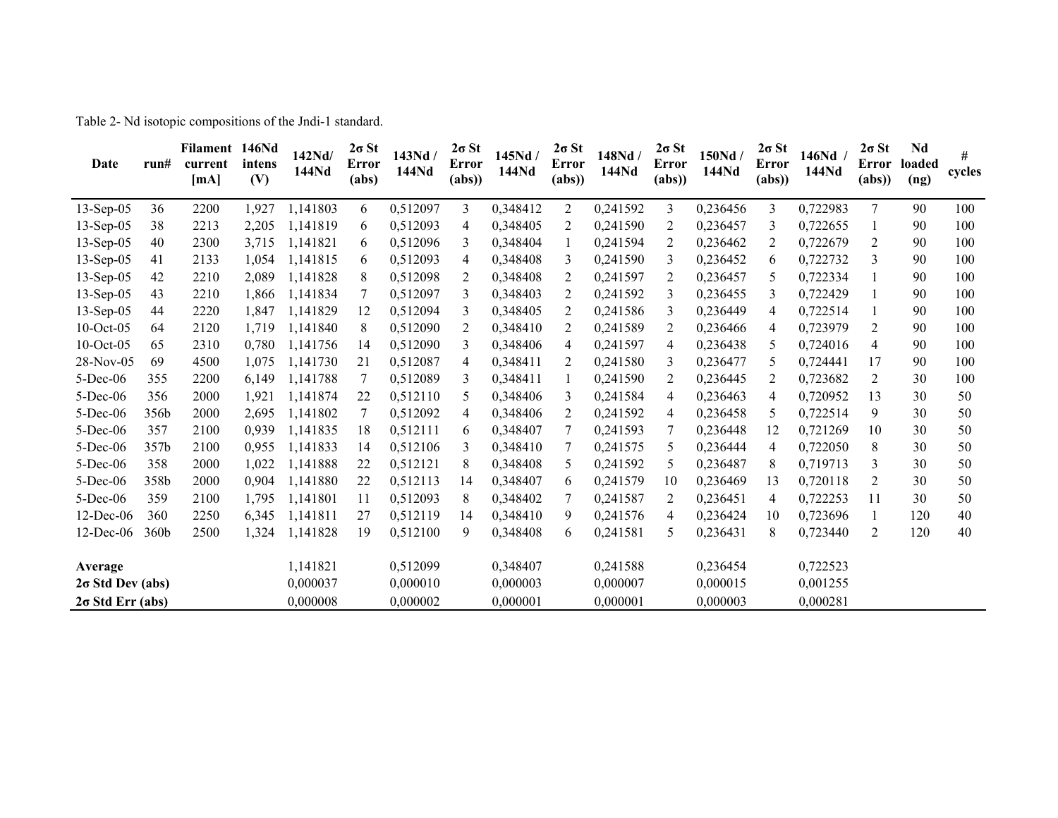Table 2- Nd isotopic compositions of the Jndi-1 standard.

| Date | run# | Filament current [mA] | 146Nd intens (V) | 142Nd/ 144Nd | 2σ St Error (abs) | 143Nd / 144Nd | 2σ St Error (abs)) | 145Nd / 144Nd | 2σ St Error (abs)) | 148Nd / 144Nd | 2σ St Error (abs)) | 150Nd / 144Nd | 2σ St Error (abs)) | 146Nd / 144Nd | 2σ St Error (abs)) | Nd loaded (ng) | # cycles |
|---|---|---|---|---|---|---|---|---|---|---|---|---|---|---|---|---|---|
| 13-Sep-05 | 36 | 2200 | 1,927 | 1,141803 | 6 | 0,512097 | 3 | 0,348412 | 2 | 0,241592 | 3 | 0,236456 | 3 | 0,722983 | 7 | 90 | 100 |
| 13-Sep-05 | 38 | 2213 | 2,205 | 1,141819 | 6 | 0,512093 | 4 | 0,348405 | 2 | 0,241590 | 2 | 0,236457 | 3 | 0,722655 | 1 | 90 | 100 |
| 13-Sep-05 | 40 | 2300 | 3,715 | 1,141821 | 6 | 0,512096 | 3 | 0,348404 | 1 | 0,241594 | 2 | 0,236462 | 2 | 0,722679 | 2 | 90 | 100 |
| 13-Sep-05 | 41 | 2133 | 1,054 | 1,141815 | 6 | 0,512093 | 4 | 0,348408 | 3 | 0,241590 | 3 | 0,236452 | 6 | 0,722732 | 3 | 90 | 100 |
| 13-Sep-05 | 42 | 2210 | 2,089 | 1,141828 | 8 | 0,512098 | 2 | 0,348408 | 2 | 0,241597 | 2 | 0,236457 | 5 | 0,722334 | 1 | 90 | 100 |
| 13-Sep-05 | 43 | 2210 | 1,866 | 1,141834 | 7 | 0,512097 | 3 | 0,348403 | 2 | 0,241592 | 3 | 0,236455 | 3 | 0,722429 | 1 | 90 | 100 |
| 13-Sep-05 | 44 | 2220 | 1,847 | 1,141829 | 12 | 0,512094 | 3 | 0,348405 | 2 | 0,241586 | 3 | 0,236449 | 4 | 0,722514 | 1 | 90 | 100 |
| 10-Oct-05 | 64 | 2120 | 1,719 | 1,141840 | 8 | 0,512090 | 2 | 0,348410 | 2 | 0,241589 | 2 | 0,236466 | 4 | 0,723979 | 2 | 90 | 100 |
| 10-Oct-05 | 65 | 2310 | 0,780 | 1,141756 | 14 | 0,512090 | 3 | 0,348406 | 4 | 0,241597 | 4 | 0,236438 | 5 | 0,724016 | 4 | 90 | 100 |
| 28-Nov-05 | 69 | 4500 | 1,075 | 1,141730 | 21 | 0,512087 | 4 | 0,348411 | 2 | 0,241580 | 3 | 0,236477 | 5 | 0,724441 | 17 | 90 | 100 |
| 5-Dec-06 | 355 | 2200 | 6,149 | 1,141788 | 7 | 0,512089 | 3 | 0,348411 | 1 | 0,241590 | 2 | 0,236445 | 2 | 0,723682 | 2 | 30 | 100 |
| 5-Dec-06 | 356 | 2000 | 1,921 | 1,141874 | 22 | 0,512110 | 5 | 0,348406 | 3 | 0,241584 | 4 | 0,236463 | 4 | 0,720952 | 13 | 30 | 50 |
| 5-Dec-06 | 356b | 2000 | 2,695 | 1,141802 | 7 | 0,512092 | 4 | 0,348406 | 2 | 0,241592 | 4 | 0,236458 | 5 | 0,722514 | 9 | 30 | 50 |
| 5-Dec-06 | 357 | 2100 | 0,939 | 1,141835 | 18 | 0,512111 | 6 | 0,348407 | 7 | 0,241593 | 7 | 0,236448 | 12 | 0,721269 | 10 | 30 | 50 |
| 5-Dec-06 | 357b | 2100 | 0,955 | 1,141833 | 14 | 0,512106 | 3 | 0,348410 | 7 | 0,241575 | 5 | 0,236444 | 4 | 0,722050 | 8 | 30 | 50 |
| 5-Dec-06 | 358 | 2000 | 1,022 | 1,141888 | 22 | 0,512121 | 8 | 0,348408 | 5 | 0,241592 | 5 | 0,236487 | 8 | 0,719713 | 3 | 30 | 50 |
| 5-Dec-06 | 358b | 2000 | 0,904 | 1,141880 | 22 | 0,512113 | 14 | 0,348407 | 6 | 0,241579 | 10 | 0,236469 | 13 | 0,720118 | 2 | 30 | 50 |
| 5-Dec-06 | 359 | 2100 | 1,795 | 1,141801 | 11 | 0,512093 | 8 | 0,348402 | 7 | 0,241587 | 2 | 0,236451 | 4 | 0,722253 | 11 | 30 | 50 |
| 12-Dec-06 | 360 | 2250 | 6,345 | 1,141811 | 27 | 0,512119 | 14 | 0,348410 | 9 | 0,241576 | 4 | 0,236424 | 10 | 0,723696 | 1 | 120 | 40 |
| 12-Dec-06 | 360b | 2500 | 1,324 | 1,141828 | 19 | 0,512100 | 9 | 0,348408 | 6 | 0,241581 | 5 | 0,236431 | 8 | 0,723440 | 2 | 120 | 40 |
| **Average** | | | | 1,141821 | | 0,512099 | | 0,348407 | | 0,241588 | | 0,236454 | | 0,722523 | | | |
| **2σ Std Dev (abs)** | | | | 0,000037 | | 0,000010 | | 0,000003 | | 0,000007 | | 0,000015 | | 0,001255 | | | |
| **2σ Std Err (abs)** | | | | 0,000008 | | 0,000002 | | 0,000001 | | 0,000001 | | 0,000003 | | 0,000281 | | | |